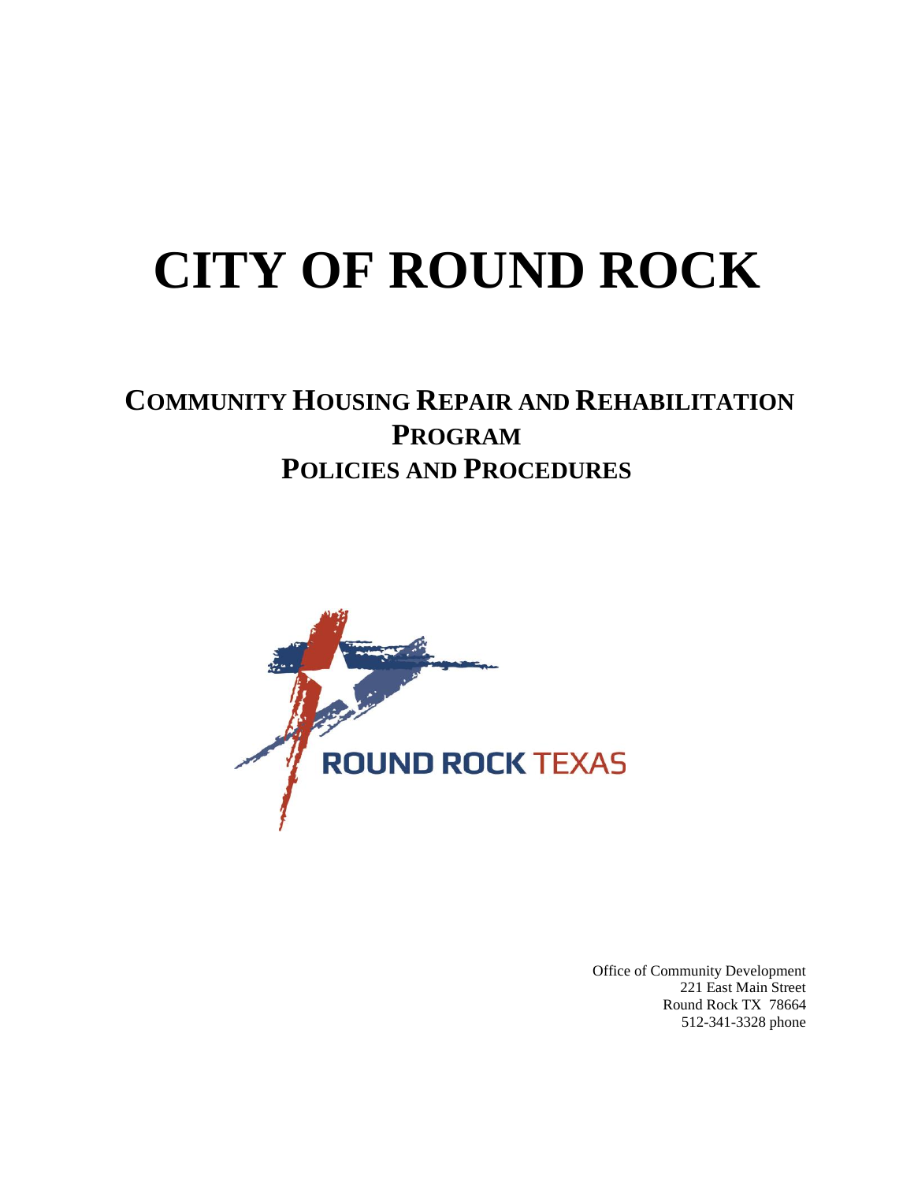# CITY OF ROUND ROCK

## COMMUNITY HOUSING REPAIR AND REHABILITATION PROGRAM
## POLICIES AND PROCEDURES

ROUND ROCK TEXAS

Office of Community Development
221 East Main Street
Round Rock TX 78664
512-341-3328 phone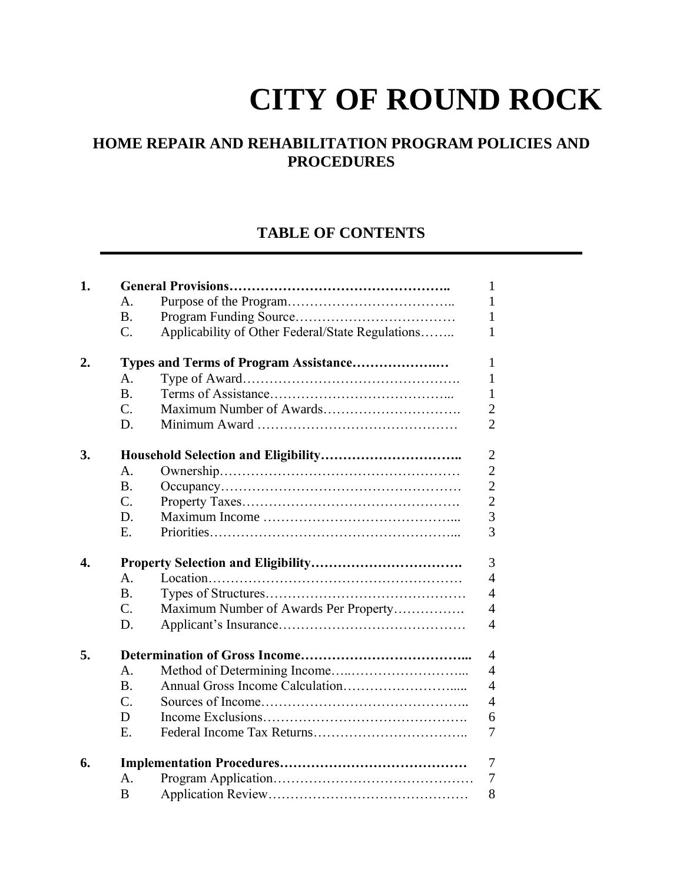# CITY OF ROUND ROCK

## HOME REPAIR AND REHABILITATION PROGRAM POLICIES AND PROCEDURES

### TABLE OF CONTENTS

| | | | |
|---|---|---|---|
| **1.** | **General Provisions** | | 1 |
| | A. | Purpose of the Program | 1 |
| | B. | Program Funding Source | 1 |
| | C. | Applicability of Other Federal/State Regulations | 1 |
| **2.** | **Types and Terms of Program Assistance** | | 1 |
| | A. | Type of Award | 1 |
| | B. | Terms of Assistance | 1 |
| | C. | Maximum Number of Awards | 2 |
| | D. | Minimum Award | 2 |
| **3.** | **Household Selection and Eligibility** | | 2 |
| | A. | Ownership | 2 |
| | B. | Occupancy | 2 |
| | C. | Property Taxes | 2 |
| | D. | Maximum Income | 3 |
| | E. | Priorities | 3 |
| **4.** | **Property Selection and Eligibility** | | 3 |
| | A. | Location | 4 |
| | B. | Types of Structures | 4 |
| | C. | Maximum Number of Awards Per Property | 4 |
| | D. | Applicant's Insurance | 4 |
| **5.** | **Determination of Gross Income** | | 4 |
| | A. | Method of Determining Income | 4 |
| | B. | Annual Gross Income Calculation | 4 |
| | C. | Sources of Income | 4 |
| | D | Income Exclusions | 6 |
| | E. | Federal Income Tax Returns | 7 |
| **6.** | **Implementation Procedures** | | 7 |
| | A. | Program Application | 7 |
| | B | Application Review | 8 |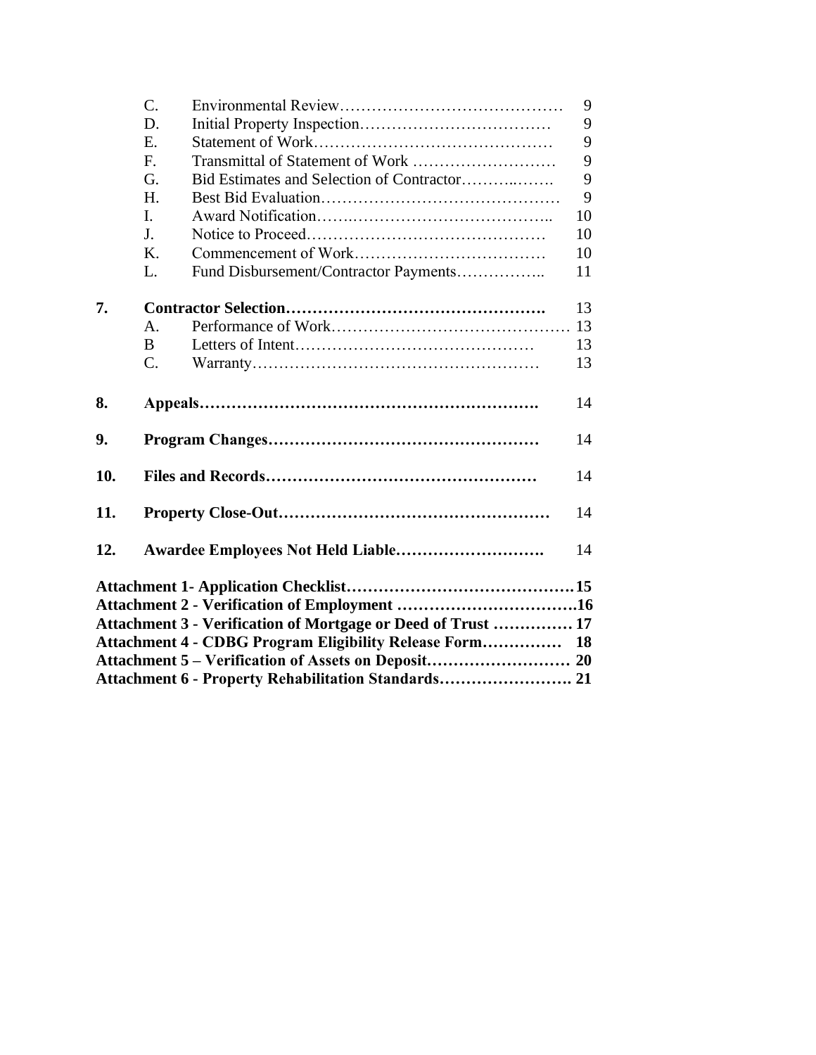| | | | |
|---|---|---|---|
| | C. | Environmental Review | 9 |
| | D. | Initial Property Inspection | 9 |
| | E. | Statement of Work | 9 |
| | F. | Transmittal of Statement of Work | 9 |
| | G. | Bid Estimates and Selection of Contractor | 9 |
| | H. | Best Bid Evaluation | 9 |
| | I. | Award Notification | 10 |
| | J. | Notice to Proceed | 10 |
| | K. | Commencement of Work | 10 |
| | L. | Fund Disbursement/Contractor Payments | 11 |
| **7.** | **Contractor Selection** | | 13 |
| | A. | Performance of Work | 13 |
| | B | Letters of Intent | 13 |
| | C. | Warranty | 13 |
| **8.** | **Appeals** | | 14 |
| **9.** | **Program Changes** | | 14 |
| **10.** | **Files and Records** | | 14 |
| **11.** | **Property Close-Out** | | 14 |
| **12.** | **Awardee Employees Not Held Liable** | | 14 |

**Attachment 1- Application Checklist……………………………………15**
**Attachment 2 - Verification of Employment ……………………………16**
**Attachment 3 - Verification of Mortgage or Deed of Trust …………… 17**
**Attachment 4 - CDBG Program Eligibility Release Form………… 18**
**Attachment 5 – Verification of Assets on Deposit……………………… 20**
**Attachment 6 - Property Rehabilitation Standards……………………. 21**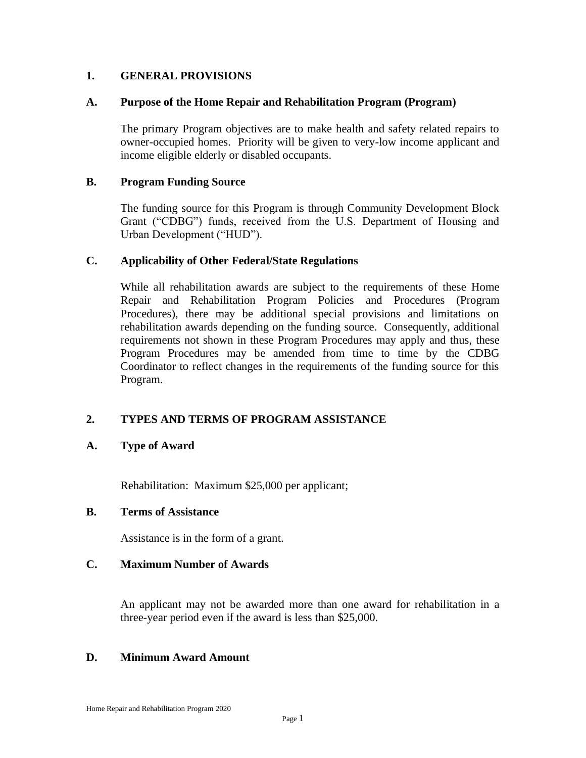## 1. GENERAL PROVISIONS

### A. Purpose of the Home Repair and Rehabilitation Program (Program)

The primary Program objectives are to make health and safety related repairs to owner-occupied homes. Priority will be given to very-low income applicant and income eligible elderly or disabled occupants.

### B. Program Funding Source

The funding source for this Program is through Community Development Block Grant ("CDBG") funds, received from the U.S. Department of Housing and Urban Development ("HUD").

### C. Applicability of Other Federal/State Regulations

While all rehabilitation awards are subject to the requirements of these Home Repair and Rehabilitation Program Policies and Procedures (Program Procedures), there may be additional special provisions and limitations on rehabilitation awards depending on the funding source. Consequently, additional requirements not shown in these Program Procedures may apply and thus, these Program Procedures may be amended from time to time by the CDBG Coordinator to reflect changes in the requirements of the funding source for this Program.

## 2. TYPES AND TERMS OF PROGRAM ASSISTANCE

### A. Type of Award

Rehabilitation: Maximum $25,000 per applicant;

### B. Terms of Assistance

Assistance is in the form of a grant.

### C. Maximum Number of Awards

An applicant may not be awarded more than one award for rehabilitation in a three-year period even if the award is less than $25,000.

### D. Minimum Award Amount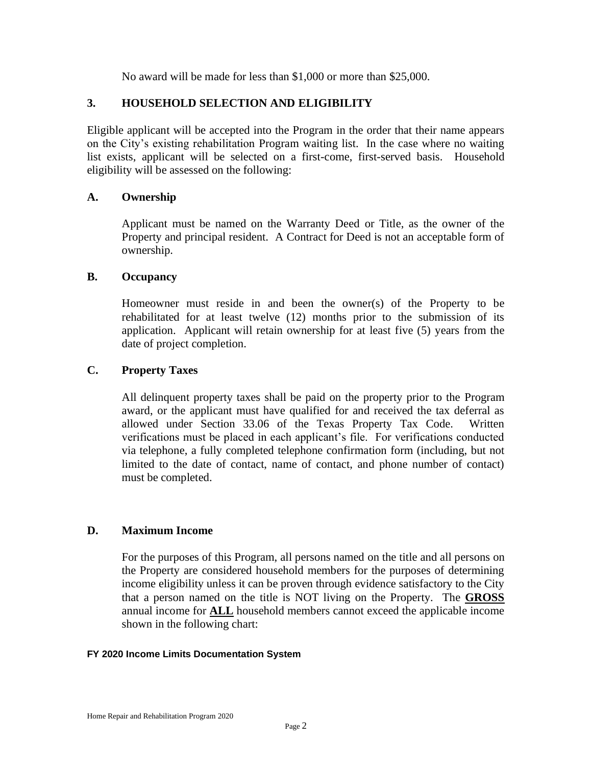No award will be made for less than $1,000 or more than $25,000.

## 3. HOUSEHOLD SELECTION AND ELIGIBILITY

Eligible applicant will be accepted into the Program in the order that their name appears on the City's existing rehabilitation Program waiting list. In the case where no waiting list exists, applicant will be selected on a first-come, first-served basis. Household eligibility will be assessed on the following:

### A. Ownership

Applicant must be named on the Warranty Deed or Title, as the owner of the Property and principal resident. A Contract for Deed is not an acceptable form of ownership.

### B. Occupancy

Homeowner must reside in and been the owner(s) of the Property to be rehabilitated for at least twelve (12) months prior to the submission of its application. Applicant will retain ownership for at least five (5) years from the date of project completion.

### C. Property Taxes

All delinquent property taxes shall be paid on the property prior to the Program award, or the applicant must have qualified for and received the tax deferral as allowed under Section 33.06 of the Texas Property Tax Code. Written verifications must be placed in each applicant's file. For verifications conducted via telephone, a fully completed telephone confirmation form (including, but not limited to the date of contact, name of contact, and phone number of contact) must be completed.

### D. Maximum Income

For the purposes of this Program, all persons named on the title and all persons on the Property are considered household members for the purposes of determining income eligibility unless it can be proven through evidence satisfactory to the City that a person named on the title is NOT living on the Property. The **GROSS** annual income for **ALL** household members cannot exceed the applicable income shown in the following chart:

**FY 2020 Income Limits Documentation System**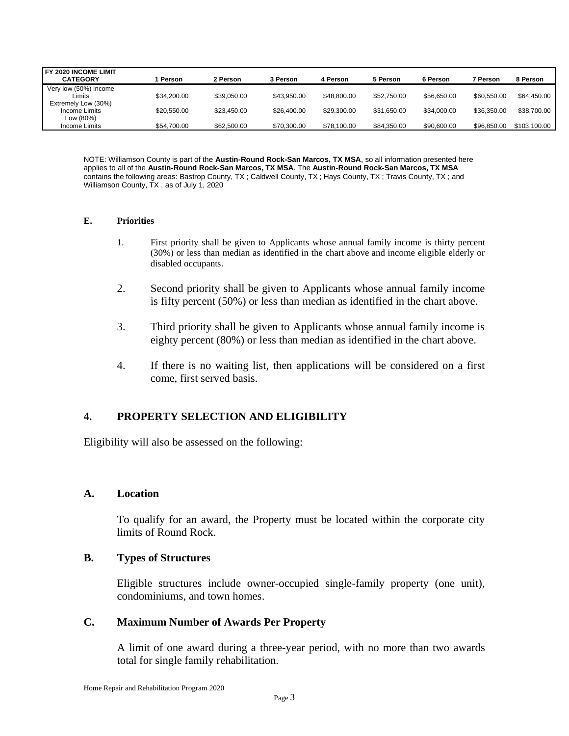| FY 2020 INCOME LIMIT CATEGORY | 1 Person | 2 Person | 3 Person | 4 Person | 5 Person | 6 Person | 7 Person | 8 Person |
|---|---|---|---|---|---|---|---|---|
| Very low (50%) Income Limits | $34,200.00 | $39,050.00 | $43,950.00 | $48,800.00 | $52,750.00 | $56,650.00 | $60,550.00 | $64,450.00 |
| Extremely Low (30%) Income Limits | $20,550.00 | $23,450.00 | $26,400.00 | $29,300.00 | $31,650.00 | $34,000.00 | $36,350.00 | $38,700.00 |
| Low (80%) Income Limits | $54,700.00 | $62,500.00 | $70,300.00 | $78,100.00 | $84,350.00 | $90,600.00 | $96,850.00 | $103,100.00 |

NOTE: Williamson County is part of the **Austin-Round Rock-San Marcos, TX MSA**, so all information presented here applies to all of the **Austin-Round Rock-San Marcos, TX MSA**. The **Austin-Round Rock-San Marcos, TX MSA** contains the following areas: Bastrop County, TX ; Caldwell County, TX ; Hays County, TX ; Travis County, TX ; and Williamson County, TX . as of July 1, 2020

### E. Priorities

1. First priority shall be given to Applicants whose annual family income is thirty percent (30%) or less than median as identified in the chart above and income eligible elderly or disabled occupants.
2. Second priority shall be given to Applicants whose annual family income is fifty percent (50%) or less than median as identified in the chart above.
3. Third priority shall be given to Applicants whose annual family income is eighty percent (80%) or less than median as identified in the chart above.
4. If there is no waiting list, then applications will be considered on a first come, first served basis.

## 4. PROPERTY SELECTION AND ELIGIBILITY

Eligibility will also be assessed on the following:

### A. Location

To qualify for an award, the Property must be located within the corporate city limits of Round Rock.

### B. Types of Structures

Eligible structures include owner-occupied single-family property (one unit), condominiums, and town homes.

### C. Maximum Number of Awards Per Property

A limit of one award during a three-year period, with no more than two awards total for single family rehabilitation.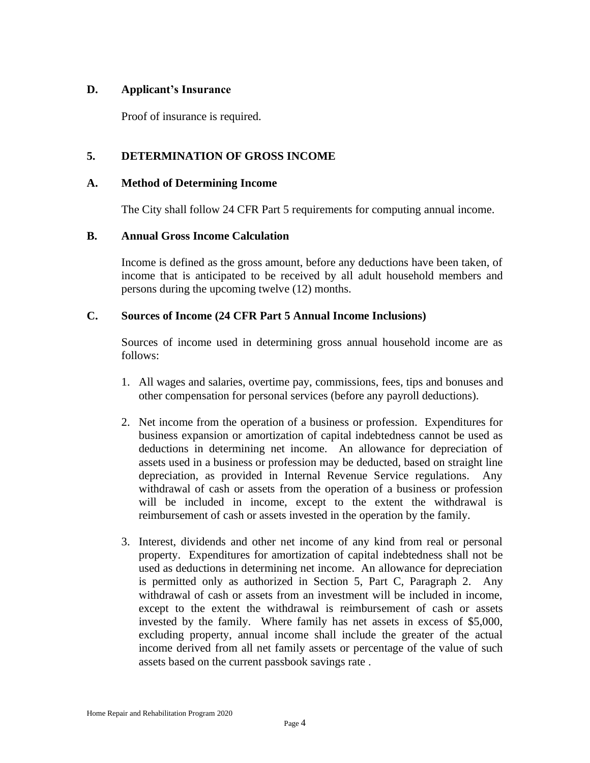### D. Applicant's Insurance

Proof of insurance is required.

## 5. DETERMINATION OF GROSS INCOME

### A. Method of Determining Income

The City shall follow 24 CFR Part 5 requirements for computing annual income.

### B. Annual Gross Income Calculation

Income is defined as the gross amount, before any deductions have been taken, of income that is anticipated to be received by all adult household members and persons during the upcoming twelve (12) months.

### C. Sources of Income (24 CFR Part 5 Annual Income Inclusions)

Sources of income used in determining gross annual household income are as follows:

1. All wages and salaries, overtime pay, commissions, fees, tips and bonuses and other compensation for personal services (before any payroll deductions).

2. Net income from the operation of a business or profession. Expenditures for business expansion or amortization of capital indebtedness cannot be used as deductions in determining net income. An allowance for depreciation of assets used in a business or profession may be deducted, based on straight line depreciation, as provided in Internal Revenue Service regulations. Any withdrawal of cash or assets from the operation of a business or profession will be included in income, except to the extent the withdrawal is reimbursement of cash or assets invested in the operation by the family.

3. Interest, dividends and other net income of any kind from real or personal property. Expenditures for amortization of capital indebtedness shall not be used as deductions in determining net income. An allowance for depreciation is permitted only as authorized in Section 5, Part C, Paragraph 2. Any withdrawal of cash or assets from an investment will be included in income, except to the extent the withdrawal is reimbursement of cash or assets invested by the family. Where family has net assets in excess of $5,000, excluding property, annual income shall include the greater of the actual income derived from all net family assets or percentage of the value of such assets based on the current passbook savings rate .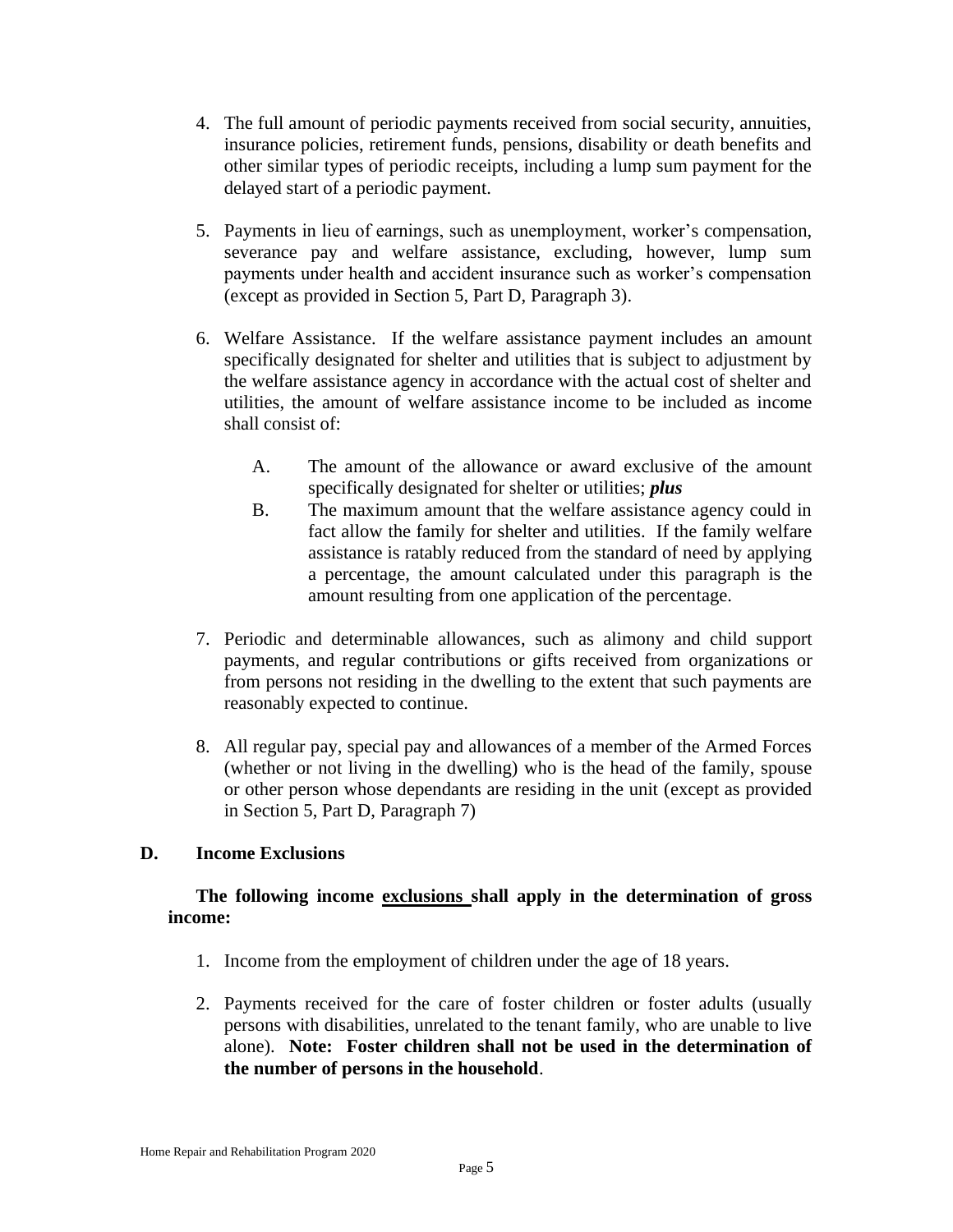4. The full amount of periodic payments received from social security, annuities, insurance policies, retirement funds, pensions, disability or death benefits and other similar types of periodic receipts, including a lump sum payment for the delayed start of a periodic payment.

5. Payments in lieu of earnings, such as unemployment, worker's compensation, severance pay and welfare assistance, excluding, however, lump sum payments under health and accident insurance such as worker's compensation (except as provided in Section 5, Part D, Paragraph 3).

6. Welfare Assistance. If the welfare assistance payment includes an amount specifically designated for shelter and utilities that is subject to adjustment by the welfare assistance agency in accordance with the actual cost of shelter and utilities, the amount of welfare assistance income to be included as income shall consist of:

   A. The amount of the allowance or award exclusive of the amount specifically designated for shelter or utilities; ***plus***

   B. The maximum amount that the welfare assistance agency could in fact allow the family for shelter and utilities. If the family welfare assistance is ratably reduced from the standard of need by applying a percentage, the amount calculated under this paragraph is the amount resulting from one application of the percentage.

7. Periodic and determinable allowances, such as alimony and child support payments, and regular contributions or gifts received from organizations or from persons not residing in the dwelling to the extent that such payments are reasonably expected to continue.

8. All regular pay, special pay and allowances of a member of the Armed Forces (whether or not living in the dwelling) who is the head of the family, spouse or other person whose dependants are residing in the unit (except as provided in Section 5, Part D, Paragraph 7)

## D. Income Exclusions

**The following income <u>exclusions</u> shall apply in the determination of gross income:**

1. Income from the employment of children under the age of 18 years.

2. Payments received for the care of foster children or foster adults (usually persons with disabilities, unrelated to the tenant family, who are unable to live alone). **Note: Foster children shall not be used in the determination of the number of persons in the household**.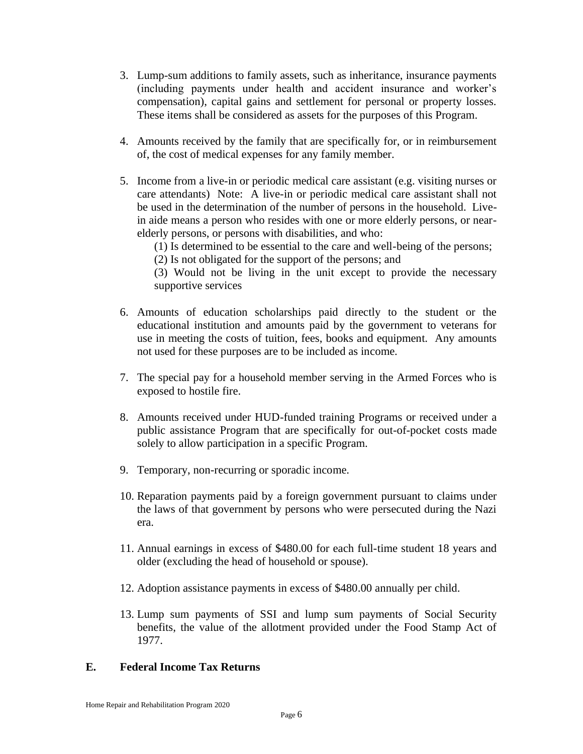3. Lump-sum additions to family assets, such as inheritance, insurance payments (including payments under health and accident insurance and worker's compensation), capital gains and settlement for personal or property losses. These items shall be considered as assets for the purposes of this Program.

4. Amounts received by the family that are specifically for, or in reimbursement of, the cost of medical expenses for any family member.

5. Income from a live-in or periodic medical care assistant (e.g. visiting nurses or care attendants) Note: A live-in or periodic medical care assistant shall not be used in the determination of the number of persons in the household. Live-in aide means a person who resides with one or more elderly persons, or near-elderly persons, or persons with disabilities, and who:

   (1) Is determined to be essential to the care and well-being of the persons;

   (2) Is not obligated for the support of the persons; and

   (3) Would not be living in the unit except to provide the necessary supportive services

6. Amounts of education scholarships paid directly to the student or the educational institution and amounts paid by the government to veterans for use in meeting the costs of tuition, fees, books and equipment. Any amounts not used for these purposes are to be included as income.

7. The special pay for a household member serving in the Armed Forces who is exposed to hostile fire.

8. Amounts received under HUD-funded training Programs or received under a public assistance Program that are specifically for out-of-pocket costs made solely to allow participation in a specific Program.

9. Temporary, non-recurring or sporadic income.

10. Reparation payments paid by a foreign government pursuant to claims under the laws of that government by persons who were persecuted during the Nazi era.

11. Annual earnings in excess of $480.00 for each full-time student 18 years and older (excluding the head of household or spouse).

12. Adoption assistance payments in excess of $480.00 annually per child.

13. Lump sum payments of SSI and lump sum payments of Social Security benefits, the value of the allotment provided under the Food Stamp Act of 1977.

## E. Federal Income Tax Returns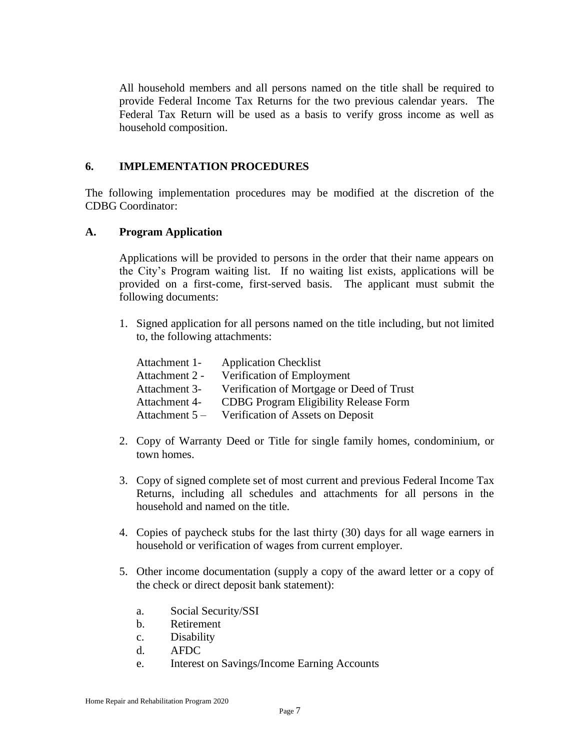All household members and all persons named on the title shall be required to provide Federal Income Tax Returns for the two previous calendar years. The Federal Tax Return will be used as a basis to verify gross income as well as household composition.

## 6. IMPLEMENTATION PROCEDURES

The following implementation procedures may be modified at the discretion of the CDBG Coordinator:

### A. Program Application

Applications will be provided to persons in the order that their name appears on the City's Program waiting list. If no waiting list exists, applications will be provided on a first-come, first-served basis. The applicant must submit the following documents:

1. Signed application for all persons named on the title including, but not limited to, the following attachments:

   Attachment 1- Application Checklist
   Attachment 2 - Verification of Employment
   Attachment 3- Verification of Mortgage or Deed of Trust
   Attachment 4- CDBG Program Eligibility Release Form
   Attachment 5 – Verification of Assets on Deposit

2. Copy of Warranty Deed or Title for single family homes, condominium, or town homes.

3. Copy of signed complete set of most current and previous Federal Income Tax Returns, including all schedules and attachments for all persons in the household and named on the title.

4. Copies of paycheck stubs for the last thirty (30) days for all wage earners in household or verification of wages from current employer.

5. Other income documentation (supply a copy of the award letter or a copy of the check or direct deposit bank statement):

   a. Social Security/SSI
   b. Retirement
   c. Disability
   d. AFDC
   e. Interest on Savings/Income Earning Accounts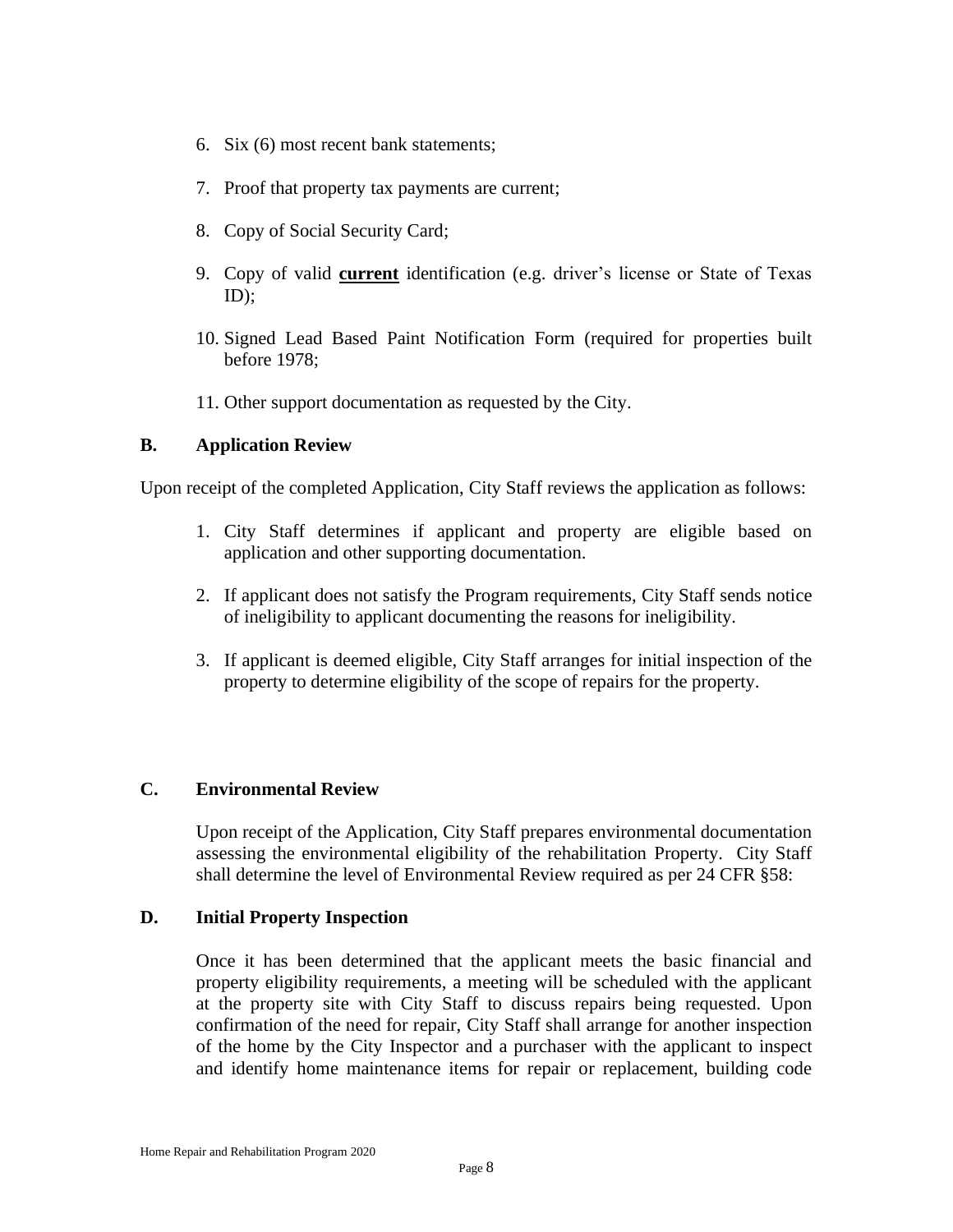6. Six (6) most recent bank statements;

7. Proof that property tax payments are current;

8. Copy of Social Security Card;

9. Copy of valid **current** identification (e.g. driver's license or State of Texas ID);

10. Signed Lead Based Paint Notification Form (required for properties built before 1978;

11. Other support documentation as requested by the City.

### B. Application Review

Upon receipt of the completed Application, City Staff reviews the application as follows:

1. City Staff determines if applicant and property are eligible based on application and other supporting documentation.

2. If applicant does not satisfy the Program requirements, City Staff sends notice of ineligibility to applicant documenting the reasons for ineligibility.

3. If applicant is deemed eligible, City Staff arranges for initial inspection of the property to determine eligibility of the scope of repairs for the property.

### C. Environmental Review

Upon receipt of the Application, City Staff prepares environmental documentation assessing the environmental eligibility of the rehabilitation Property. City Staff shall determine the level of Environmental Review required as per 24 CFR §58:

### D. Initial Property Inspection

Once it has been determined that the applicant meets the basic financial and property eligibility requirements, a meeting will be scheduled with the applicant at the property site with City Staff to discuss repairs being requested. Upon confirmation of the need for repair, City Staff shall arrange for another inspection of the home by the City Inspector and a purchaser with the applicant to inspect and identify home maintenance items for repair or replacement, building code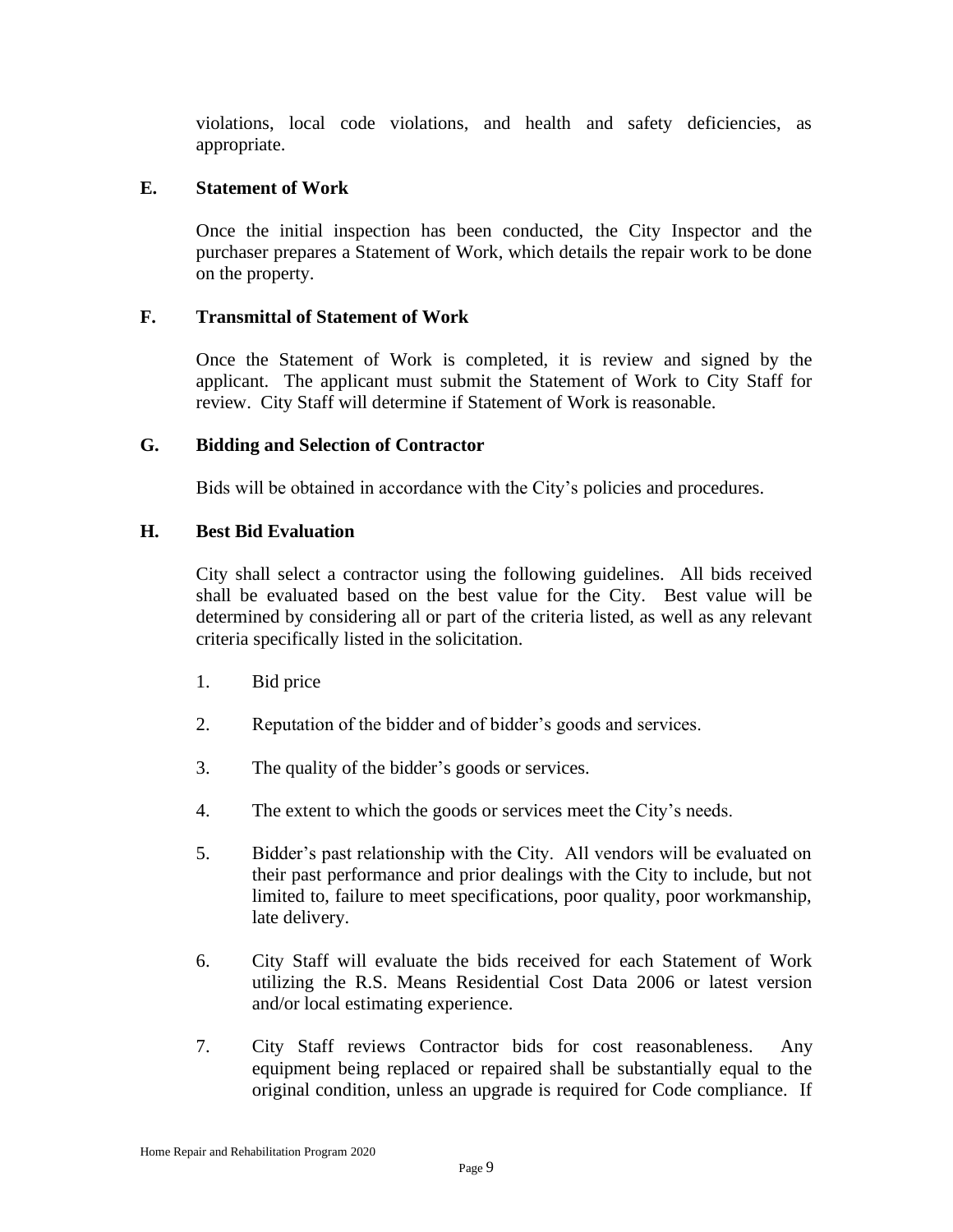violations, local code violations, and health and safety deficiencies, as appropriate.

### E. Statement of Work

Once the initial inspection has been conducted, the City Inspector and the purchaser prepares a Statement of Work, which details the repair work to be done on the property.

### F. Transmittal of Statement of Work

Once the Statement of Work is completed, it is review and signed by the applicant. The applicant must submit the Statement of Work to City Staff for review. City Staff will determine if Statement of Work is reasonable.

### G. Bidding and Selection of Contractor

Bids will be obtained in accordance with the City's policies and procedures.

### H. Best Bid Evaluation

City shall select a contractor using the following guidelines. All bids received shall be evaluated based on the best value for the City. Best value will be determined by considering all or part of the criteria listed, as well as any relevant criteria specifically listed in the solicitation.

1. Bid price
2. Reputation of the bidder and of bidder's goods and services.
3. The quality of the bidder's goods or services.
4. The extent to which the goods or services meet the City's needs.
5. Bidder's past relationship with the City. All vendors will be evaluated on their past performance and prior dealings with the City to include, but not limited to, failure to meet specifications, poor quality, poor workmanship, late delivery.
6. City Staff will evaluate the bids received for each Statement of Work utilizing the R.S. Means Residential Cost Data 2006 or latest version and/or local estimating experience.
7. City Staff reviews Contractor bids for cost reasonableness. Any equipment being replaced or repaired shall be substantially equal to the original condition, unless an upgrade is required for Code compliance. If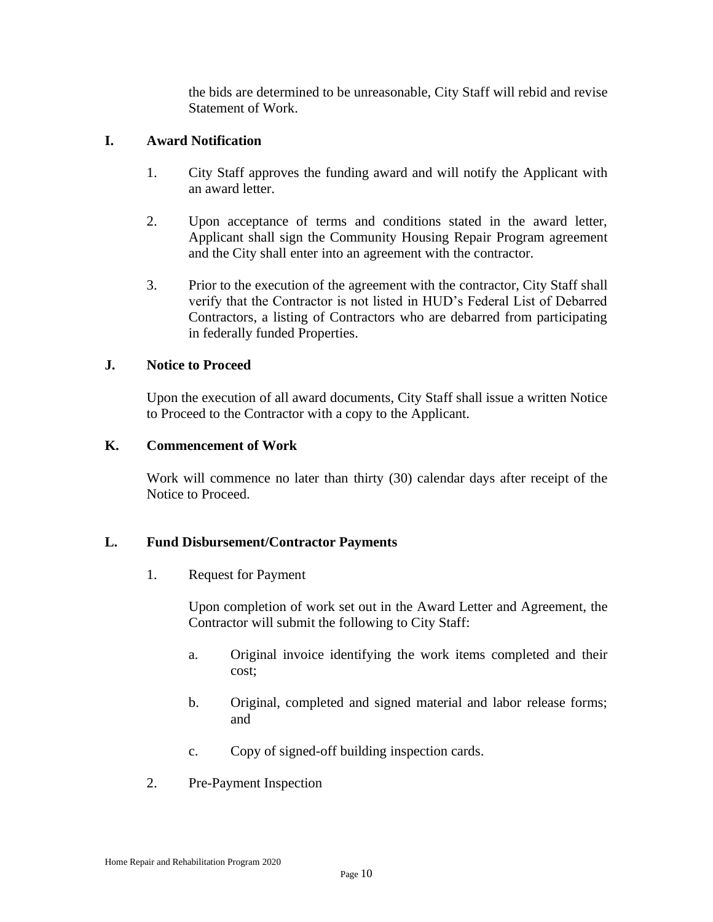the bids are determined to be unreasonable, City Staff will rebid and revise Statement of Work.

### I. Award Notification

1. City Staff approves the funding award and will notify the Applicant with an award letter.

2. Upon acceptance of terms and conditions stated in the award letter, Applicant shall sign the Community Housing Repair Program agreement and the City shall enter into an agreement with the contractor.

3. Prior to the execution of the agreement with the contractor, City Staff shall verify that the Contractor is not listed in HUD's Federal List of Debarred Contractors, a listing of Contractors who are debarred from participating in federally funded Properties.

### J. Notice to Proceed

Upon the execution of all award documents, City Staff shall issue a written Notice to Proceed to the Contractor with a copy to the Applicant.

### K. Commencement of Work

Work will commence no later than thirty (30) calendar days after receipt of the Notice to Proceed.

### L. Fund Disbursement/Contractor Payments

1. Request for Payment

   Upon completion of work set out in the Award Letter and Agreement, the Contractor will submit the following to City Staff:

   a. Original invoice identifying the work items completed and their cost;

   b. Original, completed and signed material and labor release forms; and

   c. Copy of signed-off building inspection cards.

2. Pre-Payment Inspection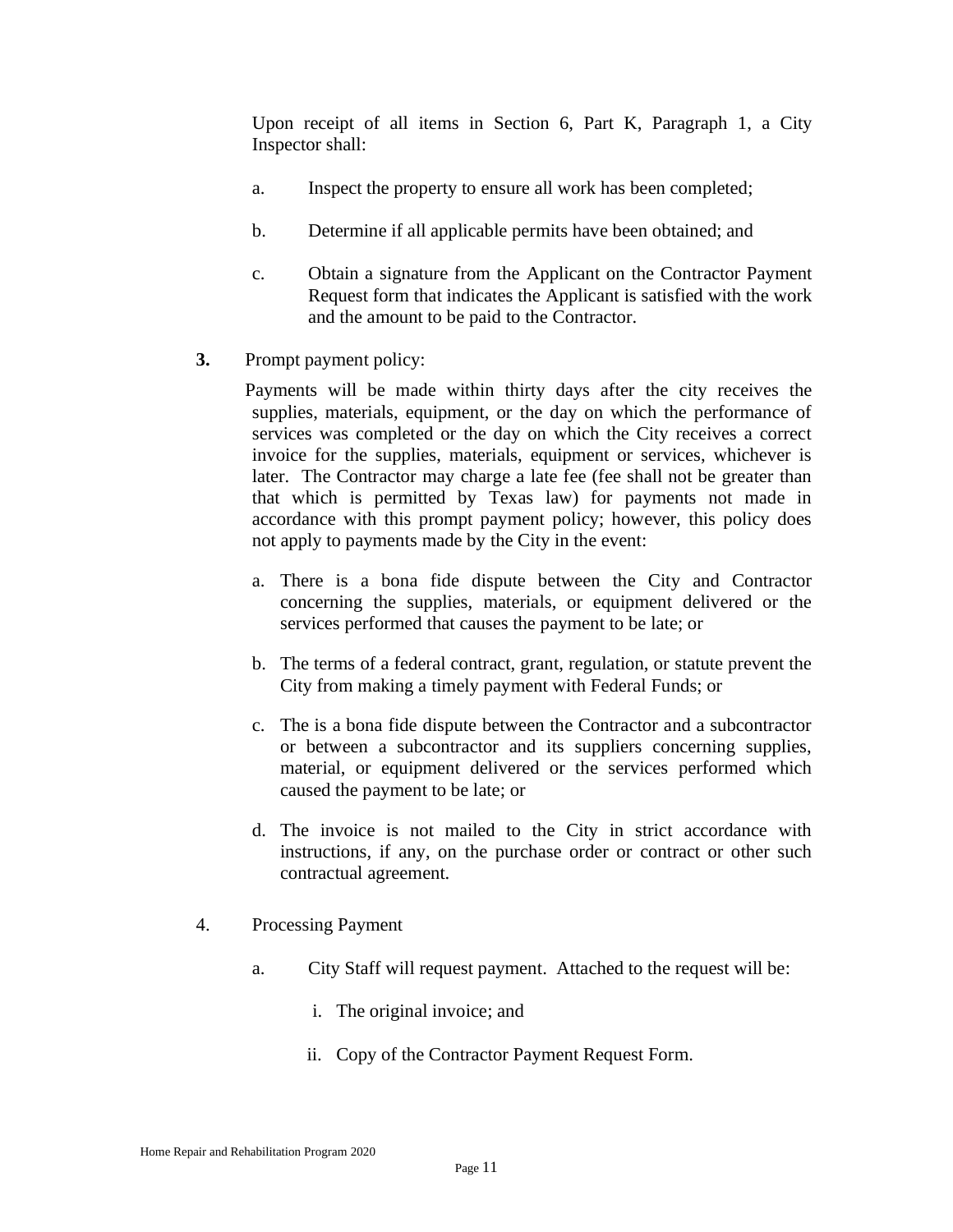Upon receipt of all items in Section 6, Part K, Paragraph 1, a City Inspector shall:

a. Inspect the property to ensure all work has been completed;

b. Determine if all applicable permits have been obtained; and

c. Obtain a signature from the Applicant on the Contractor Payment Request form that indicates the Applicant is satisfied with the work and the amount to be paid to the Contractor.

**3.** Prompt payment policy:

Payments will be made within thirty days after the city receives the supplies, materials, equipment, or the day on which the performance of services was completed or the day on which the City receives a correct invoice for the supplies, materials, equipment or services, whichever is later. The Contractor may charge a late fee (fee shall not be greater than that which is permitted by Texas law) for payments not made in accordance with this prompt payment policy; however, this policy does not apply to payments made by the City in the event:

a. There is a bona fide dispute between the City and Contractor concerning the supplies, materials, or equipment delivered or the services performed that causes the payment to be late; or

b. The terms of a federal contract, grant, regulation, or statute prevent the City from making a timely payment with Federal Funds; or

c. The is a bona fide dispute between the Contractor and a subcontractor or between a subcontractor and its suppliers concerning supplies, material, or equipment delivered or the services performed which caused the payment to be late; or

d. The invoice is not mailed to the City in strict accordance with instructions, if any, on the purchase order or contract or other such contractual agreement.

4. Processing Payment

a. City Staff will request payment. Attached to the request will be:

i. The original invoice; and

ii. Copy of the Contractor Payment Request Form.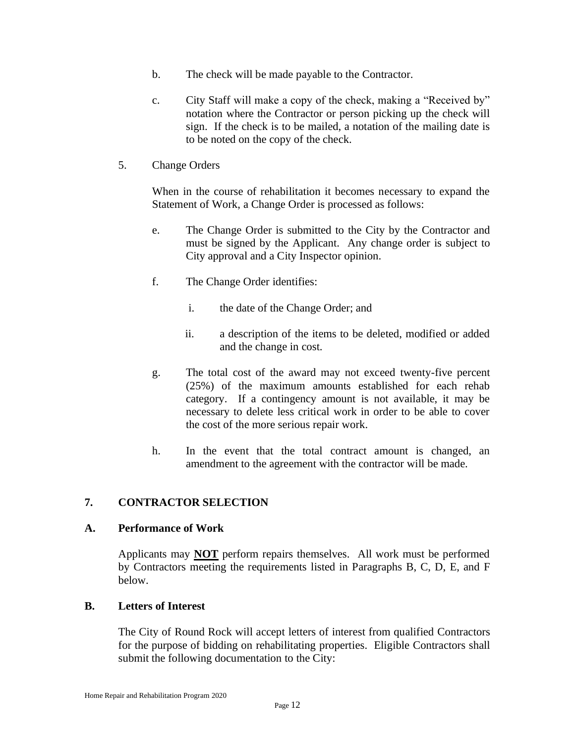b. The check will be made payable to the Contractor.

c. City Staff will make a copy of the check, making a "Received by" notation where the Contractor or person picking up the check will sign. If the check is to be mailed, a notation of the mailing date is to be noted on the copy of the check.

5. Change Orders

When in the course of rehabilitation it becomes necessary to expand the Statement of Work, a Change Order is processed as follows:

e. The Change Order is submitted to the City by the Contractor and must be signed by the Applicant. Any change order is subject to City approval and a City Inspector opinion.

f. The Change Order identifies:

  i. the date of the Change Order; and

  ii. a description of the items to be deleted, modified or added and the change in cost.

g. The total cost of the award may not exceed twenty-five percent (25%) of the maximum amounts established for each rehab category. If a contingency amount is not available, it may be necessary to delete less critical work in order to be able to cover the cost of the more serious repair work.

h. In the event that the total contract amount is changed, an amendment to the agreement with the contractor will be made.

## 7. CONTRACTOR SELECTION

### A. Performance of Work

Applicants may **NOT** perform repairs themselves. All work must be performed by Contractors meeting the requirements listed in Paragraphs B, C, D, E, and F below.

### B. Letters of Interest

The City of Round Rock will accept letters of interest from qualified Contractors for the purpose of bidding on rehabilitating properties. Eligible Contractors shall submit the following documentation to the City: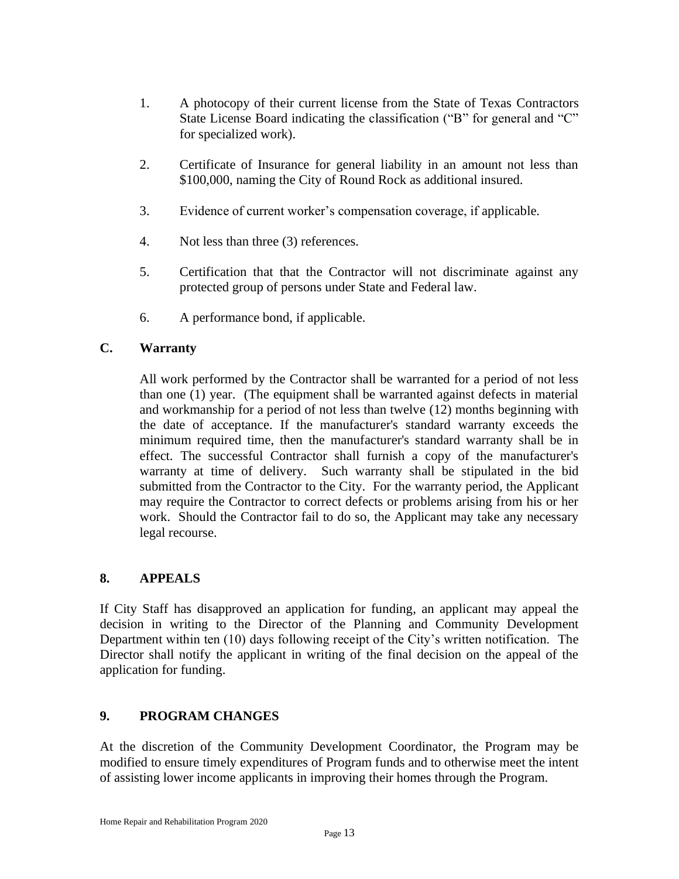1. A photocopy of their current license from the State of Texas Contractors State License Board indicating the classification ("B" for general and "C" for specialized work).

2. Certificate of Insurance for general liability in an amount not less than $100,000, naming the City of Round Rock as additional insured.

3. Evidence of current worker's compensation coverage, if applicable.

4. Not less than three (3) references.

5. Certification that that the Contractor will not discriminate against any protected group of persons under State and Federal law.

6. A performance bond, if applicable.

### C. Warranty

All work performed by the Contractor shall be warranted for a period of not less than one (1) year. (The equipment shall be warranted against defects in material and workmanship for a period of not less than twelve (12) months beginning with the date of acceptance. If the manufacturer's standard warranty exceeds the minimum required time, then the manufacturer's standard warranty shall be in effect. The successful Contractor shall furnish a copy of the manufacturer's warranty at time of delivery. Such warranty shall be stipulated in the bid submitted from the Contractor to the City. For the warranty period, the Applicant may require the Contractor to correct defects or problems arising from his or her work. Should the Contractor fail to do so, the Applicant may take any necessary legal recourse.

## 8. APPEALS

If City Staff has disapproved an application for funding, an applicant may appeal the decision in writing to the Director of the Planning and Community Development Department within ten (10) days following receipt of the City's written notification. The Director shall notify the applicant in writing of the final decision on the appeal of the application for funding.

## 9. PROGRAM CHANGES

At the discretion of the Community Development Coordinator, the Program may be modified to ensure timely expenditures of Program funds and to otherwise meet the intent of assisting lower income applicants in improving their homes through the Program.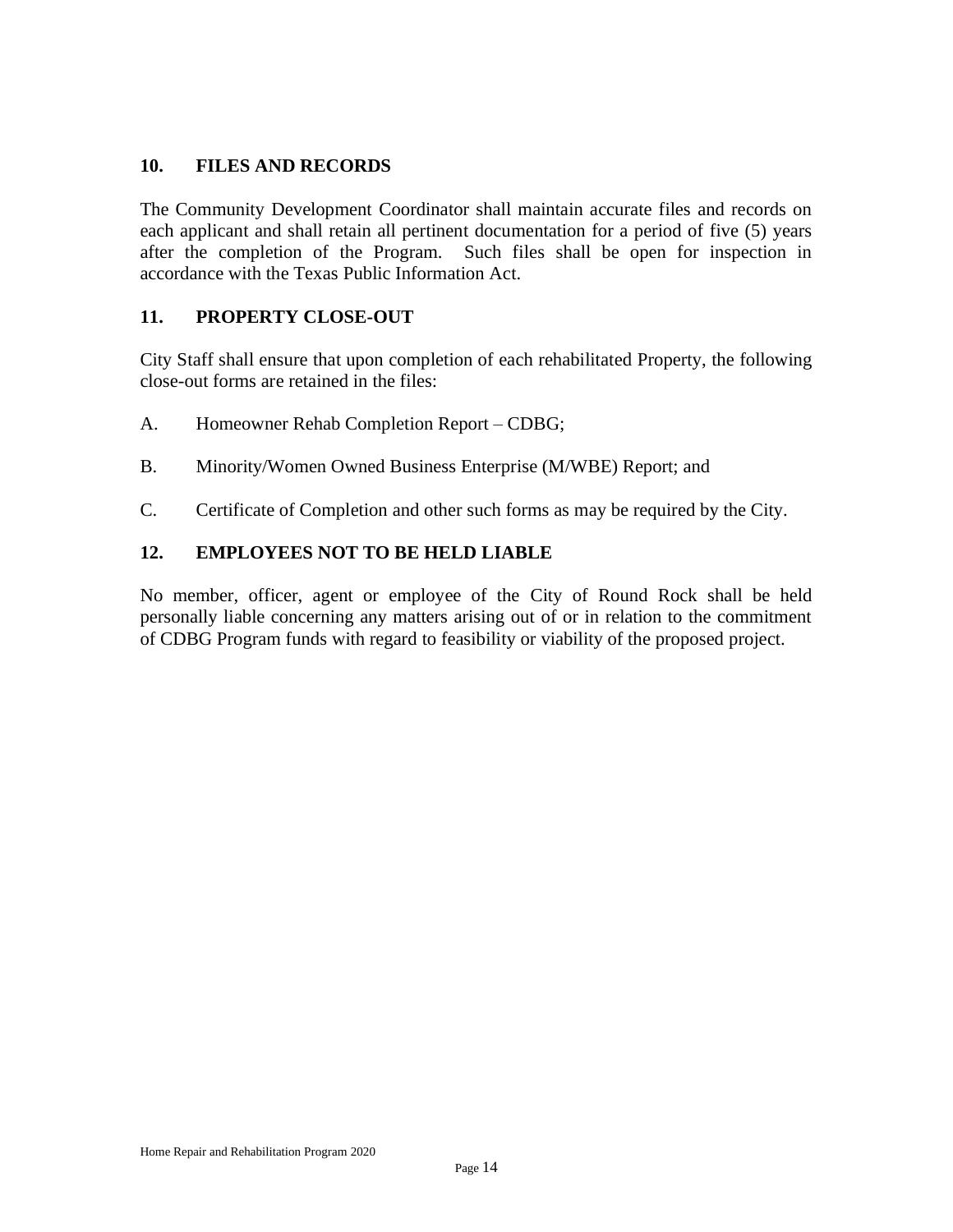## 10. FILES AND RECORDS

The Community Development Coordinator shall maintain accurate files and records on each applicant and shall retain all pertinent documentation for a period of five (5) years after the completion of the Program. Such files shall be open for inspection in accordance with the Texas Public Information Act.

## 11. PROPERTY CLOSE-OUT

City Staff shall ensure that upon completion of each rehabilitated Property, the following close-out forms are retained in the files:

A. Homeowner Rehab Completion Report – CDBG;

B. Minority/Women Owned Business Enterprise (M/WBE) Report; and

C. Certificate of Completion and other such forms as may be required by the City.

## 12. EMPLOYEES NOT TO BE HELD LIABLE

No member, officer, agent or employee of the City of Round Rock shall be held personally liable concerning any matters arising out of or in relation to the commitment of CDBG Program funds with regard to feasibility or viability of the proposed project.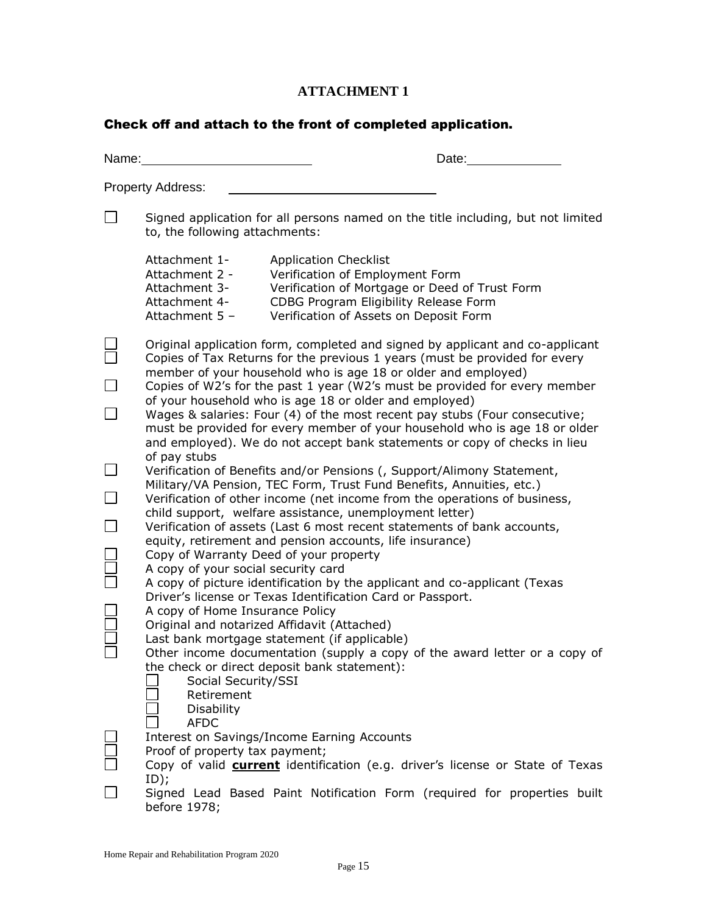# ATTACHMENT 1

## Check off and attach to the front of completed application.

Name: \_\_\_\_\_\_\_\_\_\_\_\_\_\_\_\_\_\_\_\_\_\_\_\_ Date: \_\_\_\_\_\_\_\_\_\_\_\_\_\_

Property Address: \_\_\_\_\_\_\_\_\_\_\_\_\_\_\_\_\_\_\_\_\_\_\_\_\_\_\_\_\_\_

- ☐ Signed application for all persons named on the title including, but not limited to, the following attachments:

  | | |
  |---|---|
  | Attachment 1- | Application Checklist |
  | Attachment 2 - | Verification of Employment Form |
  | Attachment 3- | Verification of Mortgage or Deed of Trust Form |
  | Attachment 4- | CDBG Program Eligibility Release Form |
  | Attachment 5 – | Verification of Assets on Deposit Form |

- ☐ Original application form, completed and signed by applicant and co-applicant
- ☐ Copies of Tax Returns for the previous 1 years (must be provided for every member of your household who is age 18 or older and employed)
- ☐ Copies of W2's for the past 1 year (W2's must be provided for every member of your household who is age 18 or older and employed)
- ☐ Wages & salaries: Four (4) of the most recent pay stubs (Four consecutive; must be provided for every member of your household who is age 18 or older and employed). We do not accept bank statements or copy of checks in lieu of pay stubs
- ☐ Verification of Benefits and/or Pensions (, Support/Alimony Statement, Military/VA Pension, TEC Form, Trust Fund Benefits, Annuities, etc.)
- ☐ Verification of other income (net income from the operations of business, child support, welfare assistance, unemployment letter)
- ☐ Verification of assets (Last 6 most recent statements of bank accounts, equity, retirement and pension accounts, life insurance)
- ☐ Copy of Warranty Deed of your property
- ☐ A copy of your social security card
- ☐ A copy of picture identification by the applicant and co-applicant (Texas Driver's license or Texas Identification Card or Passport.
- ☐ A copy of Home Insurance Policy
- ☐ Original and notarized Affidavit (Attached)
- ☐ Last bank mortgage statement (if applicable)
- ☐ Other income documentation (supply a copy of the award letter or a copy of the check or direct deposit bank statement):
  - ☐ Social Security/SSI
  - ☐ Retirement
  - ☐ Disability
  - ☐ AFDC
- ☐ Interest on Savings/Income Earning Accounts
- ☐ Proof of property tax payment;
- ☐ Copy of valid **<u>current</u>** identification (e.g. driver's license or State of Texas ID);
- ☐ Signed Lead Based Paint Notification Form (required for properties built before 1978;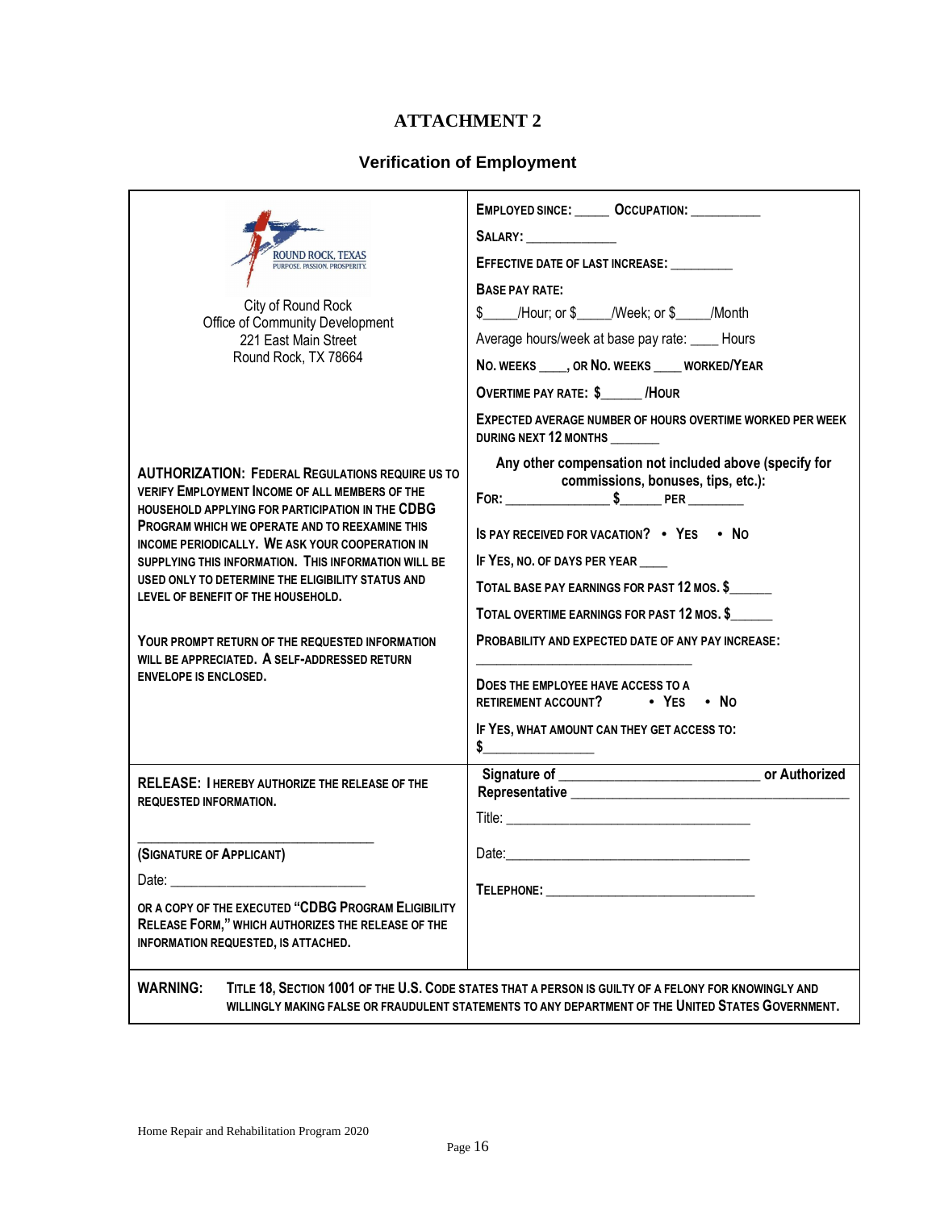# ATTACHMENT 2

## Verification of Employment

ROUND ROCK, TEXAS
PURPOSE. PASSION. PROSPERITY.

City of Round Rock
Office of Community Development
221 East Main Street
Round Rock, TX 78664

**AUTHORIZATION: FEDERAL REGULATIONS REQUIRE US TO VERIFY EMPLOYMENT INCOME OF ALL MEMBERS OF THE HOUSEHOLD APPLYING FOR PARTICIPATION IN THE CDBG PROGRAM WHICH WE OPERATE AND TO REEXAMINE THIS INCOME PERIODICALLY. WE ASK YOUR COOPERATION IN SUPPLYING THIS INFORMATION. THIS INFORMATION WILL BE USED ONLY TO DETERMINE THE ELIGIBILITY STATUS AND LEVEL OF BENEFIT OF THE HOUSEHOLD.**

**YOUR PROMPT RETURN OF THE REQUESTED INFORMATION WILL BE APPRECIATED. A SELF-ADDRESSED RETURN ENVELOPE IS ENCLOSED.**

**EMPLOYED SINCE:** _____ **OCCUPATION:** __________

**SALARY:** _____________

**EFFECTIVE DATE OF LAST INCREASE:** _________

**BASE PAY RATE:**

$_____/Hour; or $_____/Week; or $_____/Month

Average hours/week at base pay rate: ____ Hours

**NO. WEEKS ____, OR NO. WEEKS ____ WORKED/YEAR**

**OVERTIME PAY RATE: $______ /HOUR**

**EXPECTED AVERAGE NUMBER OF HOURS OVERTIME WORKED PER WEEK DURING NEXT 12 MONTHS _______**

**Any other compensation not included above (specify for commissions, bonuses, tips, etc.):**

**FOR:** _______________ **$**______ **PER** ________

**IS PAY RECEIVED FOR VACATION?** • **YES** • **NO**

**IF YES, NO. OF DAYS PER YEAR ____**

**TOTAL BASE PAY EARNINGS FOR PAST 12 MOS. $______**

**TOTAL OVERTIME EARNINGS FOR PAST 12 MOS. $______**

**PROBABILITY AND EXPECTED DATE OF ANY PAY INCREASE:**

______________________________

**DOES THE EMPLOYEE HAVE ACCESS TO A RETIREMENT ACCOUNT?** • **YES** • **NO**

**IF YES, WHAT AMOUNT CAN THEY GET ACCESS TO:**

**$**________________

**RELEASE: I HEREBY AUTHORIZE THE RELEASE OF THE REQUESTED INFORMATION.**

_________________________________

**(SIGNATURE OF APPLICANT)**

Date: ___________________________

**OR A COPY OF THE EXECUTED "CDBG PROGRAM ELIGIBILITY RELEASE FORM," WHICH AUTHORIZES THE RELEASE OF THE INFORMATION REQUESTED, IS ATTACHED.**

**Signature of** __________________________ **or Authorized Representative** ______________________________________

Title: __________________________________

Date: __________________________________

**TELEPHONE:** ______________________________

**WARNING:** **TITLE 18, SECTION 1001 OF THE U.S. CODE STATES THAT A PERSON IS GUILTY OF A FELONY FOR KNOWINGLY AND WILLINGLY MAKING FALSE OR FRAUDULENT STATEMENTS TO ANY DEPARTMENT OF THE UNITED STATES GOVERNMENT.**

Home Repair and Rehabilitation Program 2020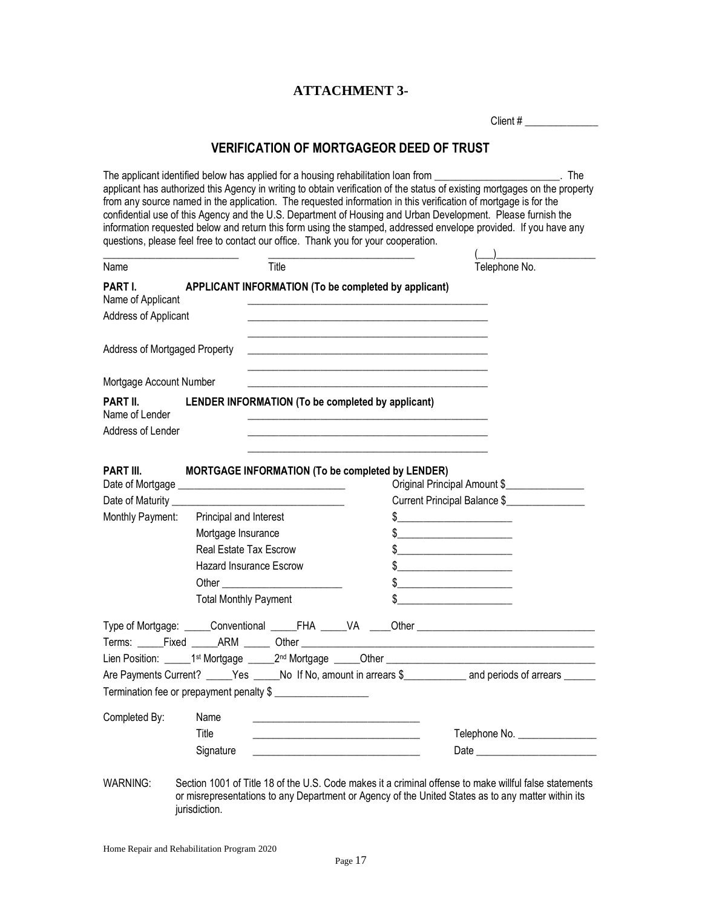# ATTACHMENT 3-

Client # ______________

## VERIFICATION OF MORTGAGEOR DEED OF TRUST

The applicant identified below has applied for a housing rehabilitation loan from ________________________. The applicant has authorized this Agency in writing to obtain verification of the status of existing mortgages on the property from any source named in the application. The requested information in this verification of mortgage is for the confidential use of this Agency and the U.S. Department of Housing and Urban Development. Please furnish the information requested below and return this form using the stamped, addressed envelope provided. If you have any questions, please feel free to contact our office. Thank you for your cooperation.

__________________________ ____________________________ (___)___________________

Name Title Telephone No.

**PART I. APPLICANT INFORMATION (To be completed by applicant)**

Name of Applicant ______________________________________________

Address of Applicant ______________________________________________

______________________________________________

Address of Mortgaged Property ______________________________________________

______________________________________________

Mortgage Account Number ______________________________________________

**PART II. LENDER INFORMATION (To be completed by applicant)**

Name of Lender ______________________________________________

Address of Lender ______________________________________________

______________________________________________

**PART III. MORTGAGE INFORMATION (To be completed by LENDER)**

Date of Mortgage _______________________________ Original Principal Amount $_______________

Date of Maturity _______________________________ Current Principal Balance $_______________

Monthly Payment: Principal and Interest $_____________________

Mortgage Insurance $_____________________

Real Estate Tax Escrow $_____________________

Hazard Insurance Escrow $_____________________

Other ______________________ $_____________________

Total Monthly Payment $_____________________

Type of Mortgage: _____Conventional _____FHA _____VA ____Other _________________________________

Terms: _____Fixed _____ARM _____ Other _______________________________________________________

Lien Position: _____1st Mortgage _____2nd Mortgage _____Other ______________________________________

Are Payments Current? _____Yes _____No If No, amount in arrears $___________ and periods of arrears ______

Termination fee or prepayment penalty $ _________________

Completed By: Name _______________________________

Title _______________________________ Telephone No. _______________

Signature _______________________________ Date _______________________

WARNING: Section 1001 of Title 18 of the U.S. Code makes it a criminal offense to make willful false statements or misrepresentations to any Department or Agency of the United States as to any matter within its jurisdiction.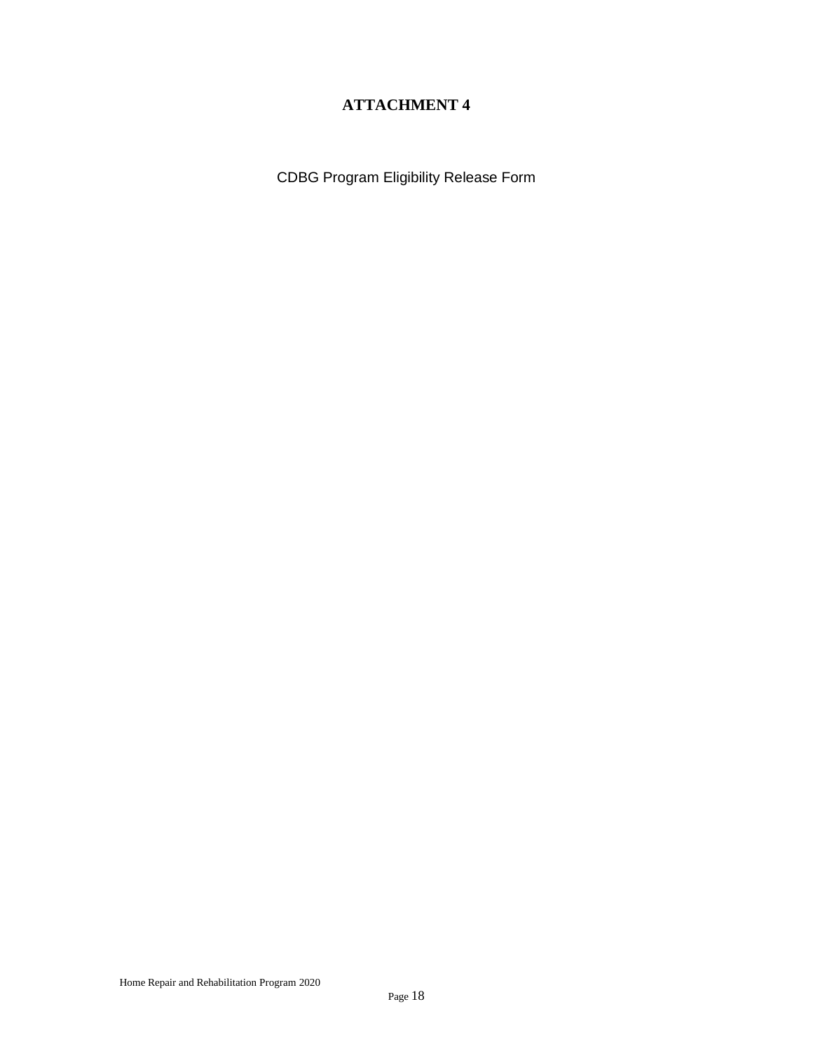# ATTACHMENT 4

CDBG Program Eligibility Release Form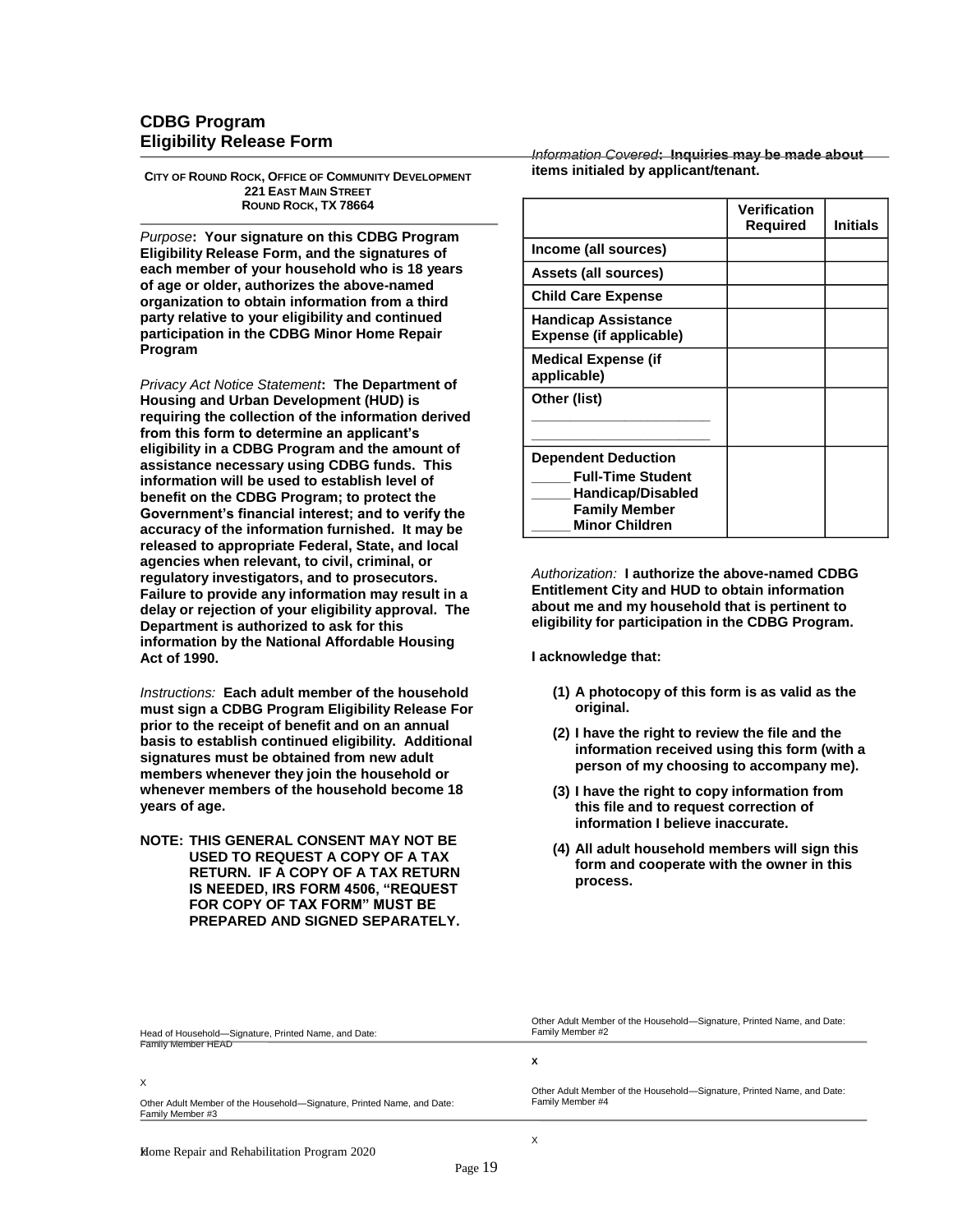## CDBG Program
## Eligibility Release Form

**CITY OF ROUND ROCK, OFFICE OF COMMUNITY DEVELOPMENT**
**221 EAST MAIN STREET**
**ROUND ROCK, TX 78664**

*Purpose*: **Your signature on this CDBG Program Eligibility Release Form, and the signatures of each member of your household who is 18 years of age or older, authorizes the above-named organization to obtain information from a third party relative to your eligibility and continued participation in the CDBG Minor Home Repair Program**

*Privacy Act Notice Statement*: **The Department of Housing and Urban Development (HUD) is requiring the collection of the information derived from this form to determine an applicant's eligibility in a CDBG Program and the amount of assistance necessary using CDBG funds. This information will be used to establish level of benefit on the CDBG Program; to protect the Government's financial interest; and to verify the accuracy of the information furnished. It may be released to appropriate Federal, State, and local agencies when relevant, to civil, criminal, or regulatory investigators, and to prosecutors. Failure to provide any information may result in a delay or rejection of your eligibility approval. The Department is authorized to ask for this information by the National Affordable Housing Act of 1990.**

*Instructions:* **Each adult member of the household must sign a CDBG Program Eligibility Release For prior to the receipt of benefit and on an annual basis to establish continued eligibility. Additional signatures must be obtained from new adult members whenever they join the household or whenever members of the household become 18 years of age.**

**NOTE: THIS GENERAL CONSENT MAY NOT BE USED TO REQUEST A COPY OF A TAX RETURN. IF A COPY OF A TAX RETURN IS NEEDED, IRS FORM 4506, "REQUEST FOR COPY OF TAX FORM" MUST BE PREPARED AND SIGNED SEPARATELY.**

*Information Covered*: **Inquiries may be made about items initialed by applicant/tenant.**

| | Verification Required | Initials |
|---|---|---|
| **Income (all sources)** | | |
| **Assets (all sources)** | | |
| **Child Care Expense** | | |
| **Handicap Assistance Expense (if applicable)** | | |
| **Medical Expense (if applicable)** | | |
| **Other (list)** ______________________ ______________________ | | |
| **Dependent Deduction** _____ **Full-Time Student** _____ **Handicap/Disabled Family Member** _____ **Minor Children** | | |

*Authorization:* **I authorize the above-named CDBG Entitlement City and HUD to obtain information about me and my household that is pertinent to eligibility for participation in the CDBG Program.**

**I acknowledge that:**

1. **A photocopy of this form is as valid as the original.**
2. **I have the right to review the file and the information received using this form (with a person of my choosing to accompany me).**
3. **I have the right to copy information from this file and to request correction of information I believe inaccurate.**
4. **All adult household members will sign this form and cooperate with the owner in this process.**

Head of Household—Signature, Printed Name, and Date:
Family Member HEAD

X

Other Adult Member of the Household—Signature, Printed Name, and Date:
Family Member #2

**X**

Other Adult Member of the Household—Signature, Printed Name, and Date:
Family Member #3

Other Adult Member of the Household—Signature, Printed Name, and Date:
Family Member #4

X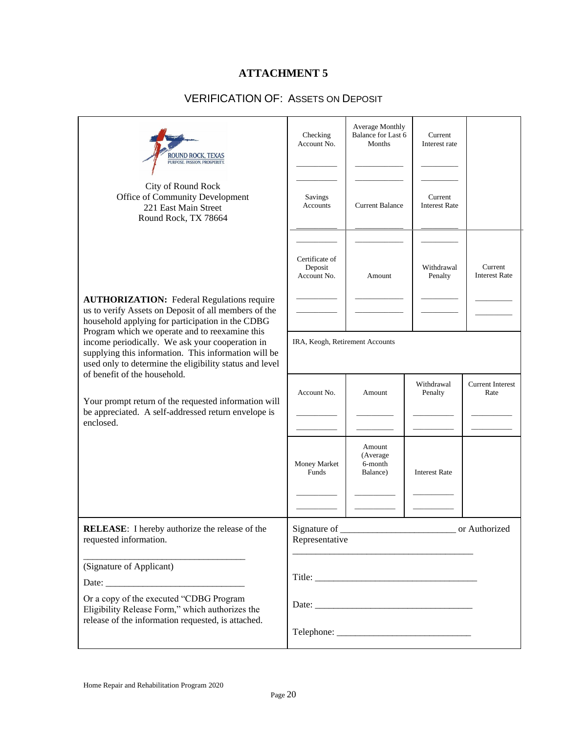# ATTACHMENT 5

## VERIFICATION OF: ASSETS ON DEPOSIT

ROUND ROCK, TEXAS
PURPOSE. PASSION. PROSPERITY.

City of Round Rock
Office of Community Development
221 East Main Street
Round Rock, TX 78664

| Checking Account No. | Average Monthly Balance for Last 6 Months | Current Interest rate | |
|---|---|---|---|
| __________ | __________ | __________ | |
| __________ | __________ | __________ | |

| Savings Accounts | Current Balance | Current Interest Rate | |
|---|---|---|---|
| __________ | __________ | __________ | |
| __________ | __________ | __________ | |

| Certificate of Deposit Account No. | Amount | Withdrawal Penalty | Current Interest Rate |
|---|---|---|---|
| __________ | __________ | __________ | __________ |
| __________ | __________ | __________ | __________ |

IRA, Keogh, Retirement Accounts

| Account No. | Amount | Withdrawal Penalty | Current Interest Rate |
|---|---|---|---|
| __________ | __________ | __________ | __________ |
| __________ | __________ | __________ | __________ |

| Money Market Funds | Amount (Average 6-month Balance) | Interest Rate | |
|---|---|---|---|
| __________ | __________ | __________ | |
| __________ | __________ | __________ | |

**AUTHORIZATION:** Federal Regulations require us to verify Assets on Deposit of all members of the household applying for participation in the CDBG Program which we operate and to reexamine this income periodically. We ask your cooperation in supplying this information. This information will be used only to determine the eligibility status and level of benefit of the household.

Your prompt return of the requested information will be appreciated. A self-addressed return envelope is enclosed.

**RELEASE**: I hereby authorize the release of the requested information.

___________________________________

(Signature of Applicant)

Date: ______________________________

Or a copy of the executed "CDBG Program Eligibility Release Form," which authorizes the release of the information requested, is attached.

Signature of _________________________ or Authorized Representative

_______________________________________

Title: ___________________________________

Date: ___________________________________

Telephone: _______________________________

Home Repair and Rehabilitation Program 2020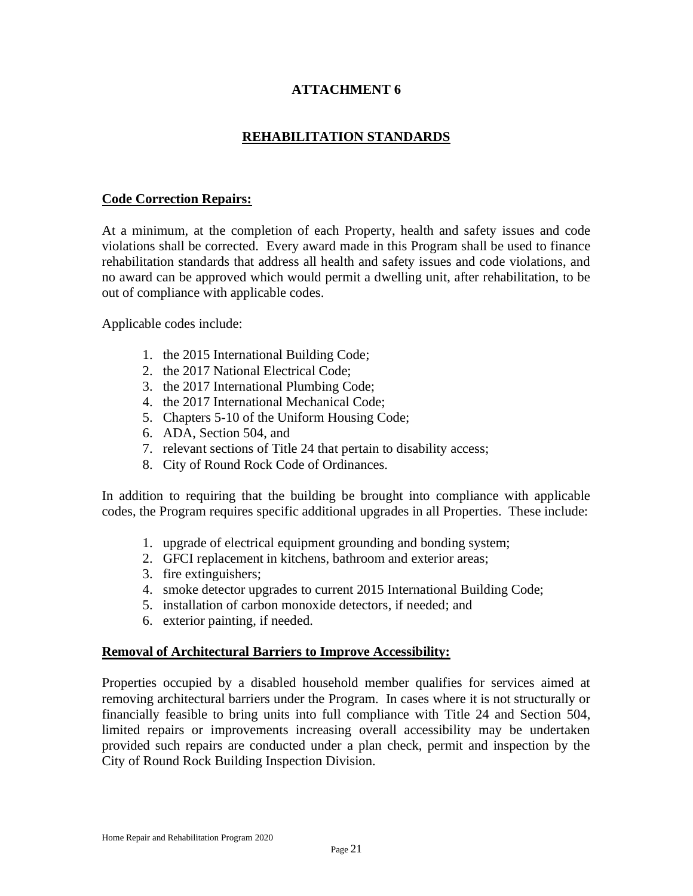# ATTACHMENT 6

## REHABILITATION STANDARDS

**Code Correction Repairs:**

At a minimum, at the completion of each Property, health and safety issues and code violations shall be corrected. Every award made in this Program shall be used to finance rehabilitation standards that address all health and safety issues and code violations, and no award can be approved which would permit a dwelling unit, after rehabilitation, to be out of compliance with applicable codes.

Applicable codes include:

1. the 2015 International Building Code;
2. the 2017 National Electrical Code;
3. the 2017 International Plumbing Code;
4. the 2017 International Mechanical Code;
5. Chapters 5-10 of the Uniform Housing Code;
6. ADA, Section 504, and
7. relevant sections of Title 24 that pertain to disability access;
8. City of Round Rock Code of Ordinances.

In addition to requiring that the building be brought into compliance with applicable codes, the Program requires specific additional upgrades in all Properties. These include:

1. upgrade of electrical equipment grounding and bonding system;
2. GFCI replacement in kitchens, bathroom and exterior areas;
3. fire extinguishers;
4. smoke detector upgrades to current 2015 International Building Code;
5. installation of carbon monoxide detectors, if needed; and
6. exterior painting, if needed.

**Removal of Architectural Barriers to Improve Accessibility:**

Properties occupied by a disabled household member qualifies for services aimed at removing architectural barriers under the Program. In cases where it is not structurally or financially feasible to bring units into full compliance with Title 24 and Section 504, limited repairs or improvements increasing overall accessibility may be undertaken provided such repairs are conducted under a plan check, permit and inspection by the City of Round Rock Building Inspection Division.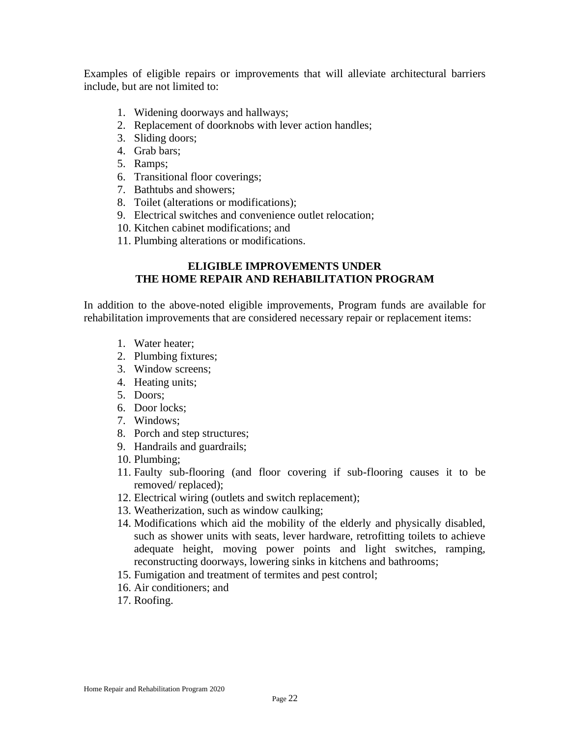Examples of eligible repairs or improvements that will alleviate architectural barriers include, but are not limited to:

1. Widening doorways and hallways;
2. Replacement of doorknobs with lever action handles;
3. Sliding doors;
4. Grab bars;
5. Ramps;
6. Transitional floor coverings;
7. Bathtubs and showers;
8. Toilet (alterations or modifications);
9. Electrical switches and convenience outlet relocation;
10. Kitchen cabinet modifications; and
11. Plumbing alterations or modifications.

**ELIGIBLE IMPROVEMENTS UNDER THE HOME REPAIR AND REHABILITATION PROGRAM**

In addition to the above-noted eligible improvements, Program funds are available for rehabilitation improvements that are considered necessary repair or replacement items:

1. Water heater;
2. Plumbing fixtures;
3. Window screens;
4. Heating units;
5. Doors;
6. Door locks;
7. Windows;
8. Porch and step structures;
9. Handrails and guardrails;
10. Plumbing;
11. Faulty sub-flooring (and floor covering if sub-flooring causes it to be removed/ replaced);
12. Electrical wiring (outlets and switch replacement);
13. Weatherization, such as window caulking;
14. Modifications which aid the mobility of the elderly and physically disabled, such as shower units with seats, lever hardware, retrofitting toilets to achieve adequate height, moving power points and light switches, ramping, reconstructing doorways, lowering sinks in kitchens and bathrooms;
15. Fumigation and treatment of termites and pest control;
16. Air conditioners; and
17. Roofing.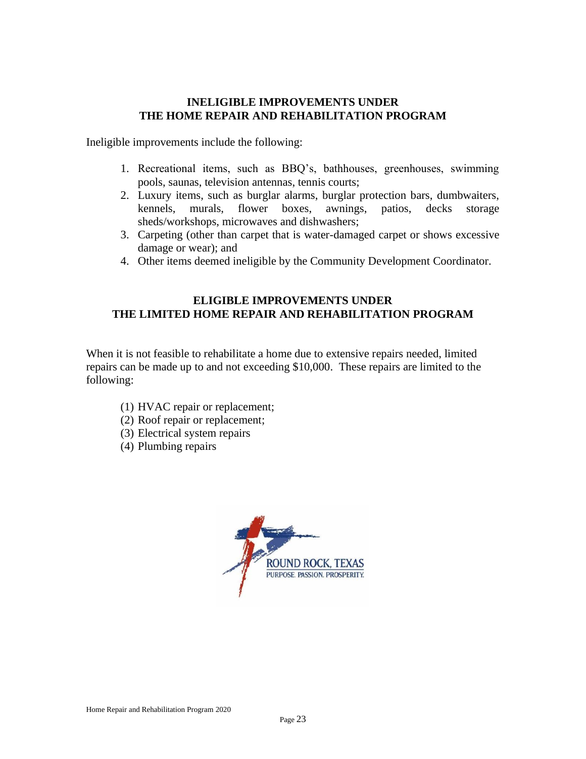## INELIGIBLE IMPROVEMENTS UNDER THE HOME REPAIR AND REHABILITATION PROGRAM

Ineligible improvements include the following:

1. Recreational items, such as BBQ's, bathhouses, greenhouses, swimming pools, saunas, television antennas, tennis courts;
2. Luxury items, such as burglar alarms, burglar protection bars, dumbwaiters, kennels, murals, flower boxes, awnings, patios, decks storage sheds/workshops, microwaves and dishwashers;
3. Carpeting (other than carpet that is water-damaged carpet or shows excessive damage or wear); and
4. Other items deemed ineligible by the Community Development Coordinator.

## ELIGIBLE IMPROVEMENTS UNDER THE LIMITED HOME REPAIR AND REHABILITATION PROGRAM

When it is not feasible to rehabilitate a home due to extensive repairs needed, limited repairs can be made up to and not exceeding $10,000. These repairs are limited to the following:

(1) HVAC repair or replacement;
(2) Roof repair or replacement;
(3) Electrical system repairs
(4) Plumbing repairs

ROUND ROCK, TEXAS
PURPOSE. PASSION. PROSPERITY.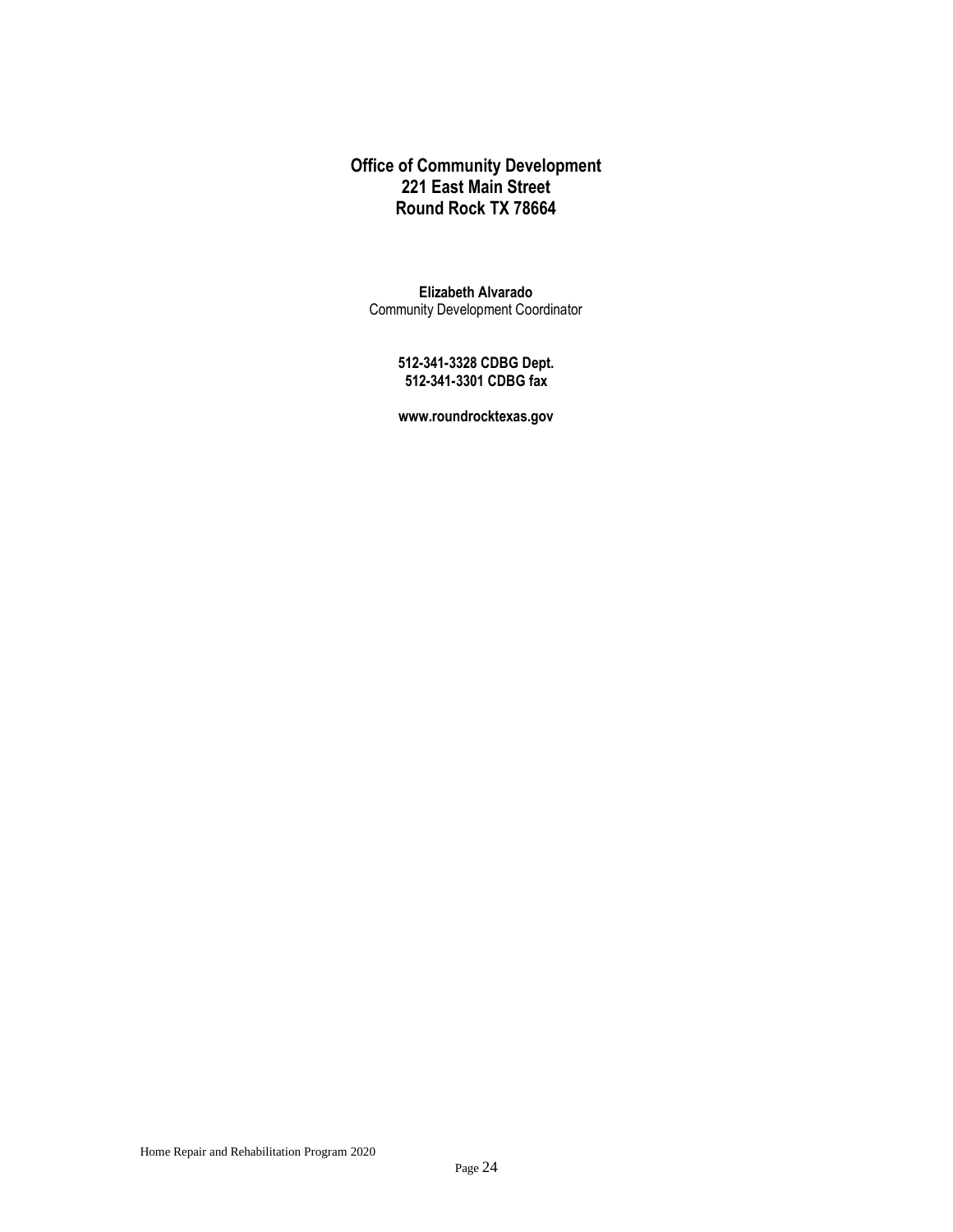**Office of Community Development**
**221 East Main Street**
**Round Rock TX 78664**

**Elizabeth Alvarado**
Community Development Coordinator

**512-341-3328 CDBG Dept.**
**512-341-3301 CDBG fax**

**www.roundrocktexas.gov**